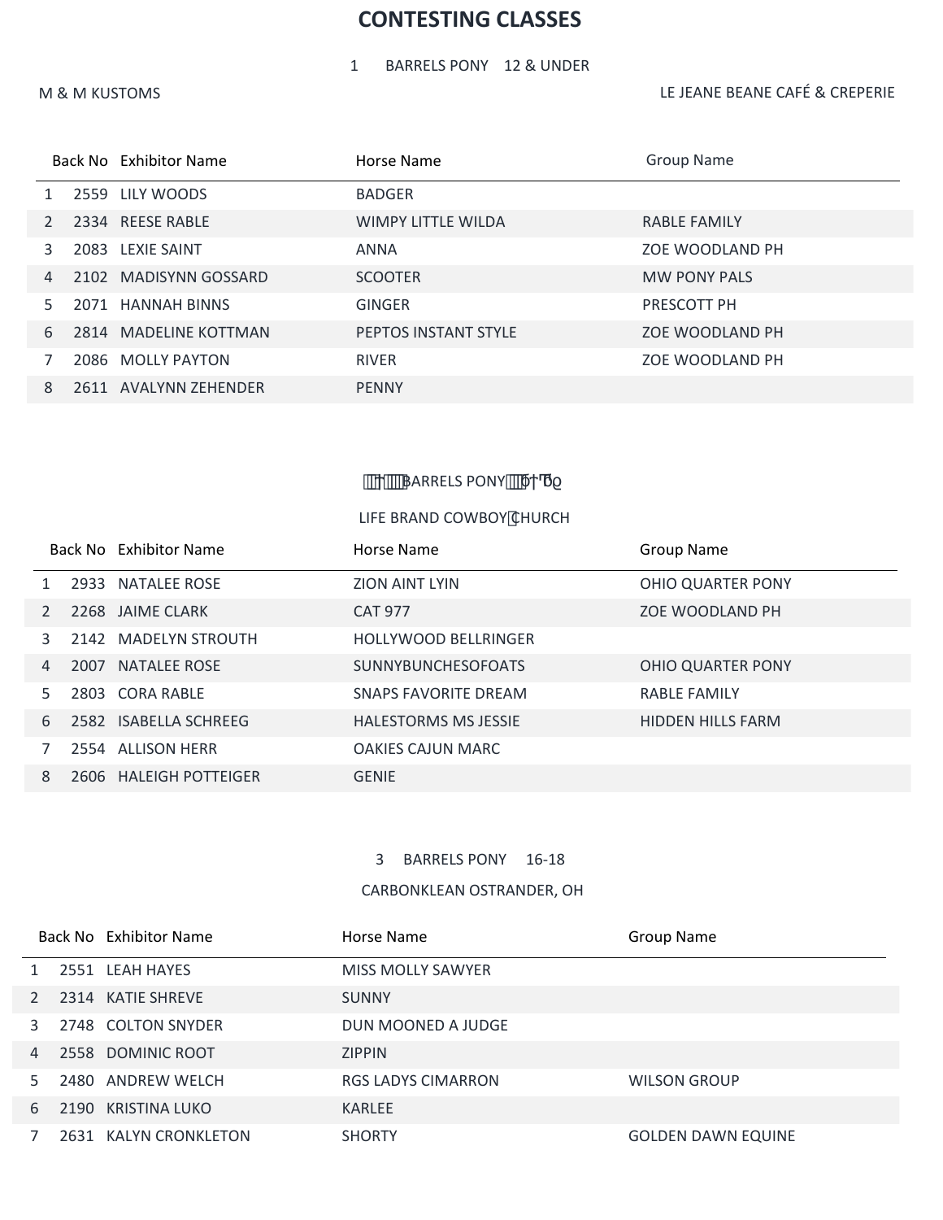# CONTESTING CLASSES

1 BARRELS PONY 12 & UNDER

M & M KUSTOMS

LE JEANE BEANE CAFÉ & CREPERIE

| | Back No | Exhibitor Name | Horse Name | Group Name |
|---|---|---|---|---|
| 1 | 2559 | LILY WOODS | BADGER | |
| 2 | 2334 | REESE RABLE | WIMPY LITTLE WILDA | RABLE FAMILY |
| 3 | 2083 | LEXIE SAINT | ANNA | ZOE WOODLAND PH |
| 4 | 2102 | MADISYNN GOSSARD | SCOOTER | MW PONY PALS |
| 5 | 2071 | HANNAH BINNS | GINGER | PRESCOTT PH |
| 6 | 2814 | MADELINE KOTTMAN | PEPTOS INSTANT STYLE | ZOE WOODLAND PH |
| 7 | 2086 | MOLLY PAYTON | RIVER | ZOE WOODLAND PH |
| 8 | 2611 | AVALYNN ZEHENDER | PENNY | |

BARRELS PONY

LIFE BRAND COWBOY CHURCH

| | Back No | Exhibitor Name | Horse Name | Group Name |
|---|---|---|---|---|
| 1 | 2933 | NATALEE ROSE | ZION AINT LYIN | OHIO QUARTER PONY |
| 2 | 2268 | JAIME CLARK | CAT 977 | ZOE WOODLAND PH |
| 3 | 2142 | MADELYN STROUTH | HOLLYWOOD BELLRINGER | |
| 4 | 2007 | NATALEE ROSE | SUNNYBUNCHESOFOATS | OHIO QUARTER PONY |
| 5 | 2803 | CORA RABLE | SNAPS FAVORITE DREAM | RABLE FAMILY |
| 6 | 2582 | ISABELLA SCHREEG | HALESTORMS MS JESSIE | HIDDEN HILLS FARM |
| 7 | 2554 | ALLISON HERR | OAKIES CAJUN MARC | |
| 8 | 2606 | HALEIGH POTTEIGER | GENIE | |

3 BARRELS PONY 16-18

CARBONKLEAN OSTRANDER, OH

| | Back No | Exhibitor Name | Horse Name | Group Name |
|---|---|---|---|---|
| 1 | 2551 | LEAH HAYES | MISS MOLLY SAWYER | |
| 2 | 2314 | KATIE SHREVE | SUNNY | |
| 3 | 2748 | COLTON SNYDER | DUN MOONED A JUDGE | |
| 4 | 2558 | DOMINIC ROOT | ZIPPIN | |
| 5 | 2480 | ANDREW WELCH | RGS LADYS CIMARRON | WILSON GROUP |
| 6 | 2190 | KRISTINA LUKO | KARLEE | |
| 7 | 2631 | KALYN CRONKLETON | SHORTY | GOLDEN DAWN EQUINE |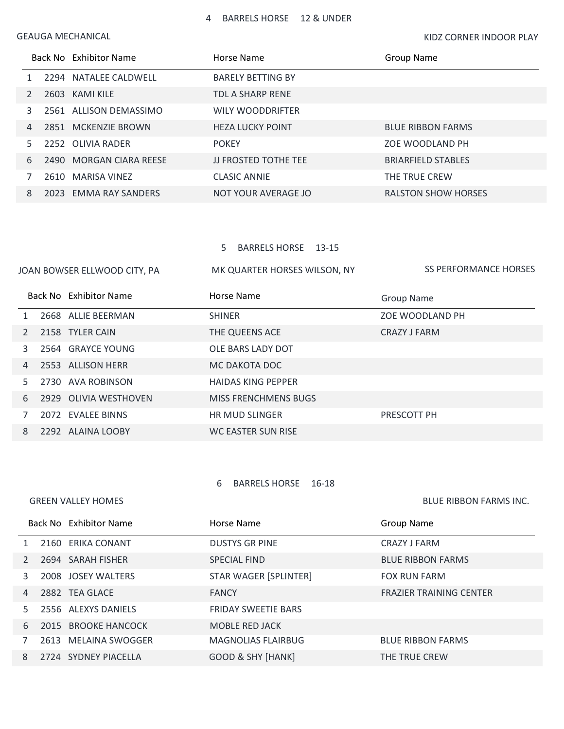## 4 BARRELS HORSE 12 & UNDER

GEAUGA MECHANICAL

KIDZ CORNER INDOOR PLAY

| | Back No | Exhibitor Name | Horse Name | Group Name |
|---|---|---|---|---|
| 1 | 2294 | NATALEE CALDWELL | BARELY BETTING BY | |
| 2 | 2603 | KAMI KILE | TDL A SHARP RENE | |
| 3 | 2561 | ALLISON DEMASSIMO | WILY WOODDRIFTER | |
| 4 | 2851 | MCKENZIE BROWN | HEZA LUCKY POINT | BLUE RIBBON FARMS |
| 5 | 2252 | OLIVIA RADER | POKEY | ZOE WOODLAND PH |
| 6 | 2490 | MORGAN CIARA REESE | JJ FROSTED TOTHE TEE | BRIARFIELD STABLES |
| 7 | 2610 | MARISA VINEZ | CLASIC ANNIE | THE TRUE CREW |
| 8 | 2023 | EMMA RAY SANDERS | NOT YOUR AVERAGE JO | RALSTON SHOW HORSES |

## 5 BARRELS HORSE 13-15

JOAN BOWSER ELLWOOD CITY, PA

MK QUARTER HORSES WILSON, NY

SS PERFORMANCE HORSES

| | Back No | Exhibitor Name | Horse Name | Group Name |
|---|---|---|---|---|
| 1 | 2668 | ALLIE BEERMAN | SHINER | ZOE WOODLAND PH |
| 2 | 2158 | TYLER CAIN | THE QUEENS ACE | CRAZY J FARM |
| 3 | 2564 | GRAYCE YOUNG | OLE BARS LADY DOT | |
| 4 | 2553 | ALLISON HERR | MC DAKOTA DOC | |
| 5 | 2730 | AVA ROBINSON | HAIDAS KING PEPPER | |
| 6 | 2929 | OLIVIA WESTHOVEN | MISS FRENCHMENS BUGS | |
| 7 | 2072 | EVALEE BINNS | HR MUD SLINGER | PRESCOTT PH |
| 8 | 2292 | ALAINA LOOBY | WC EASTER SUN RISE | |

## 6 BARRELS HORSE 16-18

GREEN VALLEY HOMES

BLUE RIBBON FARMS INC.

| | Back No | Exhibitor Name | Horse Name | Group Name |
|---|---|---|---|---|
| 1 | 2160 | ERIKA CONANT | DUSTYS GR PINE | CRAZY J FARM |
| 2 | 2694 | SARAH FISHER | SPECIAL FIND | BLUE RIBBON FARMS |
| 3 | 2008 | JOSEY WALTERS | STAR WAGER [SPLINTER] | FOX RUN FARM |
| 4 | 2882 | TEA GLACE | FANCY | FRAZIER TRAINING CENTER |
| 5 | 2556 | ALEXYS DANIELS | FRIDAY SWEETIE BARS | |
| 6 | 2015 | BROOKE HANCOCK | MOBLE RED JACK | |
| 7 | 2613 | MELAINA SWOGGER | MAGNOLIAS FLAIRBUG | BLUE RIBBON FARMS |
| 8 | 2724 | SYDNEY PIACELLA | GOOD & SHY [HANK] | THE TRUE CREW |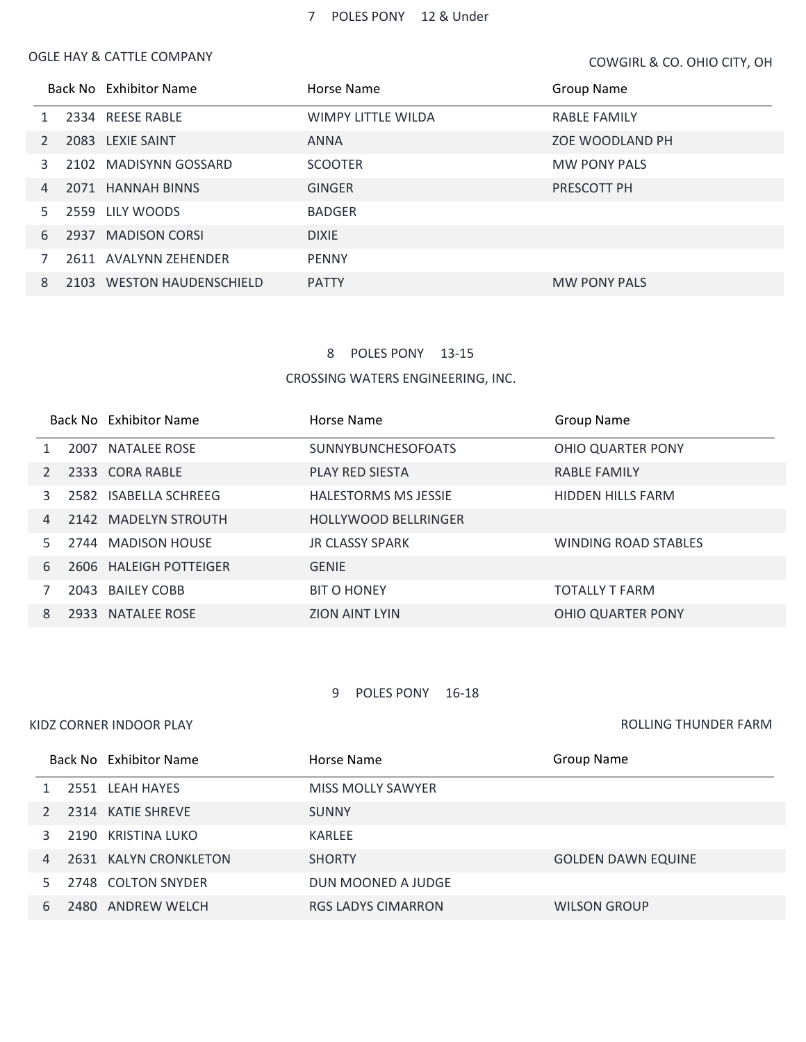## 7 POLES PONY 12 & Under

OGLE HAY & CATTLE COMPANY

COWGIRL & CO. OHIO CITY, OH

| | Back No | Exhibitor Name | Horse Name | Group Name |
|---|---|---|---|---|
| 1 | 2334 | REESE RABLE | WIMPY LITTLE WILDA | RABLE FAMILY |
| 2 | 2083 | LEXIE SAINT | ANNA | ZOE WOODLAND PH |
| 3 | 2102 | MADISYNN GOSSARD | SCOOTER | MW PONY PALS |
| 4 | 2071 | HANNAH BINNS | GINGER | PRESCOTT PH |
| 5 | 2559 | LILY WOODS | BADGER | |
| 6 | 2937 | MADISON CORSI | DIXIE | |
| 7 | 2611 | AVALYNN ZEHENDER | PENNY | |
| 8 | 2103 | WESTON HAUDENSCHIELD | PATTY | MW PONY PALS |

## 8 POLES PONY 13-15

CROSSING WATERS ENGINEERING, INC.

| | Back No | Exhibitor Name | Horse Name | Group Name |
|---|---|---|---|---|
| 1 | 2007 | NATALEE ROSE | SUNNYBUNCHESOFOATS | OHIO QUARTER PONY |
| 2 | 2333 | CORA RABLE | PLAY RED SIESTA | RABLE FAMILY |
| 3 | 2582 | ISABELLA SCHREEG | HALESTORMS MS JESSIE | HIDDEN HILLS FARM |
| 4 | 2142 | MADELYN STROUTH | HOLLYWOOD BELLRINGER | |
| 5 | 2744 | MADISON HOUSE | JR CLASSY SPARK | WINDING ROAD STABLES |
| 6 | 2606 | HALEIGH POTTEIGER | GENIE | |
| 7 | 2043 | BAILEY COBB | BIT O HONEY | TOTALLY T FARM |
| 8 | 2933 | NATALEE ROSE | ZION AINT LYIN | OHIO QUARTER PONY |

## 9 POLES PONY 16-18

KIDZ CORNER INDOOR PLAY

ROLLING THUNDER FARM

| | Back No | Exhibitor Name | Horse Name | Group Name |
|---|---|---|---|---|
| 1 | 2551 | LEAH HAYES | MISS MOLLY SAWYER | |
| 2 | 2314 | KATIE SHREVE | SUNNY | |
| 3 | 2190 | KRISTINA LUKO | KARLEE | |
| 4 | 2631 | KALYN CRONKLETON | SHORTY | GOLDEN DAWN EQUINE |
| 5 | 2748 | COLTON SNYDER | DUN MOONED A JUDGE | |
| 6 | 2480 | ANDREW WELCH | RGS LADYS CIMARRON | WILSON GROUP |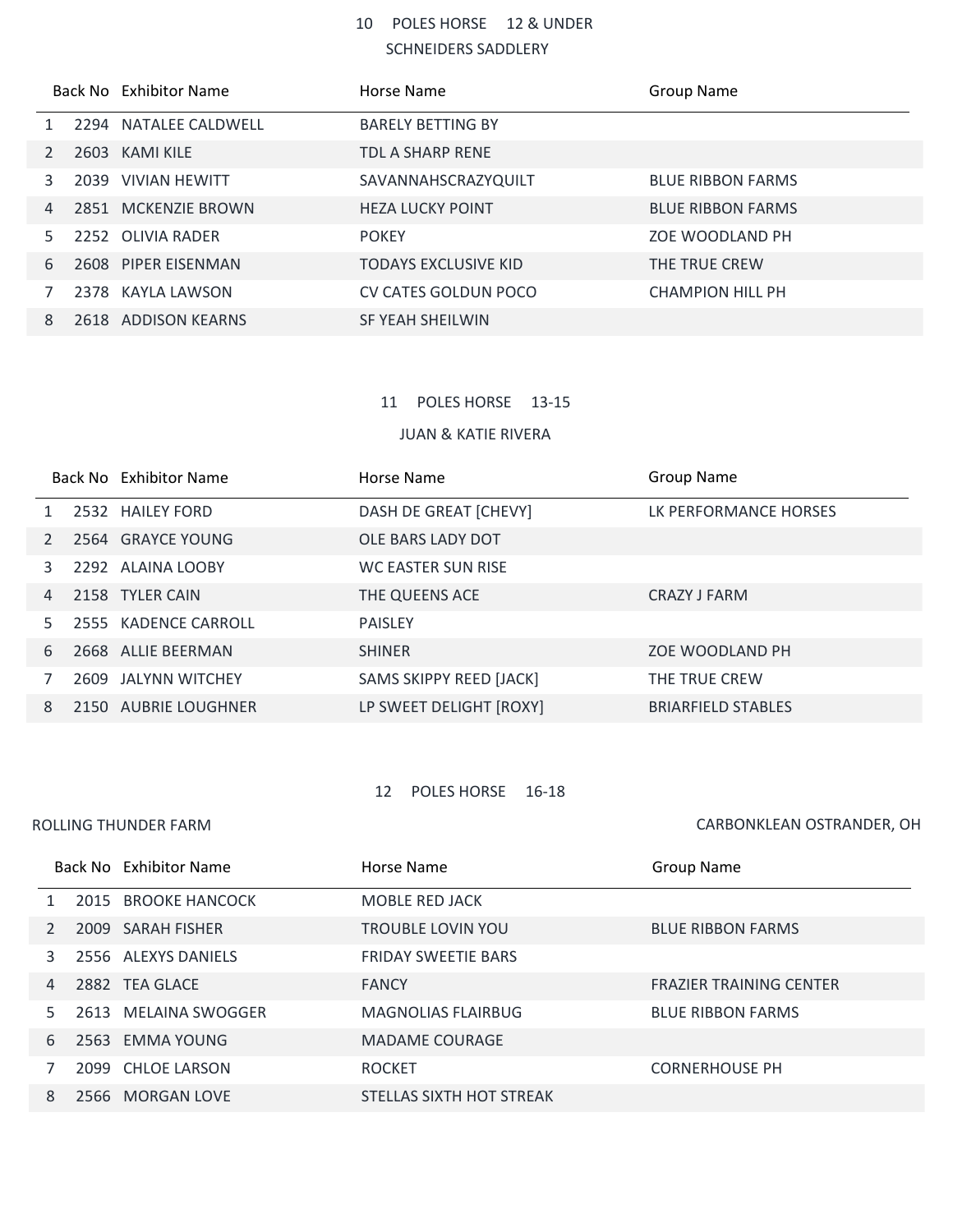## 10 POLES HORSE 12 & UNDER

SCHNEIDERS SADDLERY

| | Back No | Exhibitor Name | Horse Name | Group Name |
|---|---|---|---|---|
| 1 | 2294 | NATALEE CALDWELL | BARELY BETTING BY | |
| 2 | 2603 | KAMI KILE | TDL A SHARP RENE | |
| 3 | 2039 | VIVIAN HEWITT | SAVANNAHSCRAZYQUILT | BLUE RIBBON FARMS |
| 4 | 2851 | MCKENZIE BROWN | HEZA LUCKY POINT | BLUE RIBBON FARMS |
| 5 | 2252 | OLIVIA RADER | POKEY | ZOE WOODLAND PH |
| 6 | 2608 | PIPER EISENMAN | TODAYS EXCLUSIVE KID | THE TRUE CREW |
| 7 | 2378 | KAYLA LAWSON | CV CATES GOLDUN POCO | CHAMPION HILL PH |
| 8 | 2618 | ADDISON KEARNS | SF YEAH SHEILWIN | |

## 11 POLES HORSE 13-15

JUAN & KATIE RIVERA

| | Back No | Exhibitor Name | Horse Name | Group Name |
|---|---|---|---|---|
| 1 | 2532 | HAILEY FORD | DASH DE GREAT [CHEVY] | LK PERFORMANCE HORSES |
| 2 | 2564 | GRAYCE YOUNG | OLE BARS LADY DOT | |
| 3 | 2292 | ALAINA LOOBY | WC EASTER SUN RISE | |
| 4 | 2158 | TYLER CAIN | THE QUEENS ACE | CRAZY J FARM |
| 5 | 2555 | KADENCE CARROLL | PAISLEY | |
| 6 | 2668 | ALLIE BEERMAN | SHINER | ZOE WOODLAND PH |
| 7 | 2609 | JALYNN WITCHEY | SAMS SKIPPY REED [JACK] | THE TRUE CREW |
| 8 | 2150 | AUBRIE LOUGHNER | LP SWEET DELIGHT [ROXY] | BRIARFIELD STABLES |

## 12 POLES HORSE 16-18

ROLLING THUNDER FARM

CARBONKLEAN OSTRANDER, OH

| | Back No | Exhibitor Name | Horse Name | Group Name |
|---|---|---|---|---|
| 1 | 2015 | BROOKE HANCOCK | MOBLE RED JACK | |
| 2 | 2009 | SARAH FISHER | TROUBLE LOVIN YOU | BLUE RIBBON FARMS |
| 3 | 2556 | ALEXYS DANIELS | FRIDAY SWEETIE BARS | |
| 4 | 2882 | TEA GLACE | FANCY | FRAZIER TRAINING CENTER |
| 5 | 2613 | MELAINA SWOGGER | MAGNOLIAS FLAIRBUG | BLUE RIBBON FARMS |
| 6 | 2563 | EMMA YOUNG | MADAME COURAGE | |
| 7 | 2099 | CHLOE LARSON | ROCKET | CORNERHOUSE PH |
| 8 | 2566 | MORGAN LOVE | STELLAS SIXTH HOT STREAK | |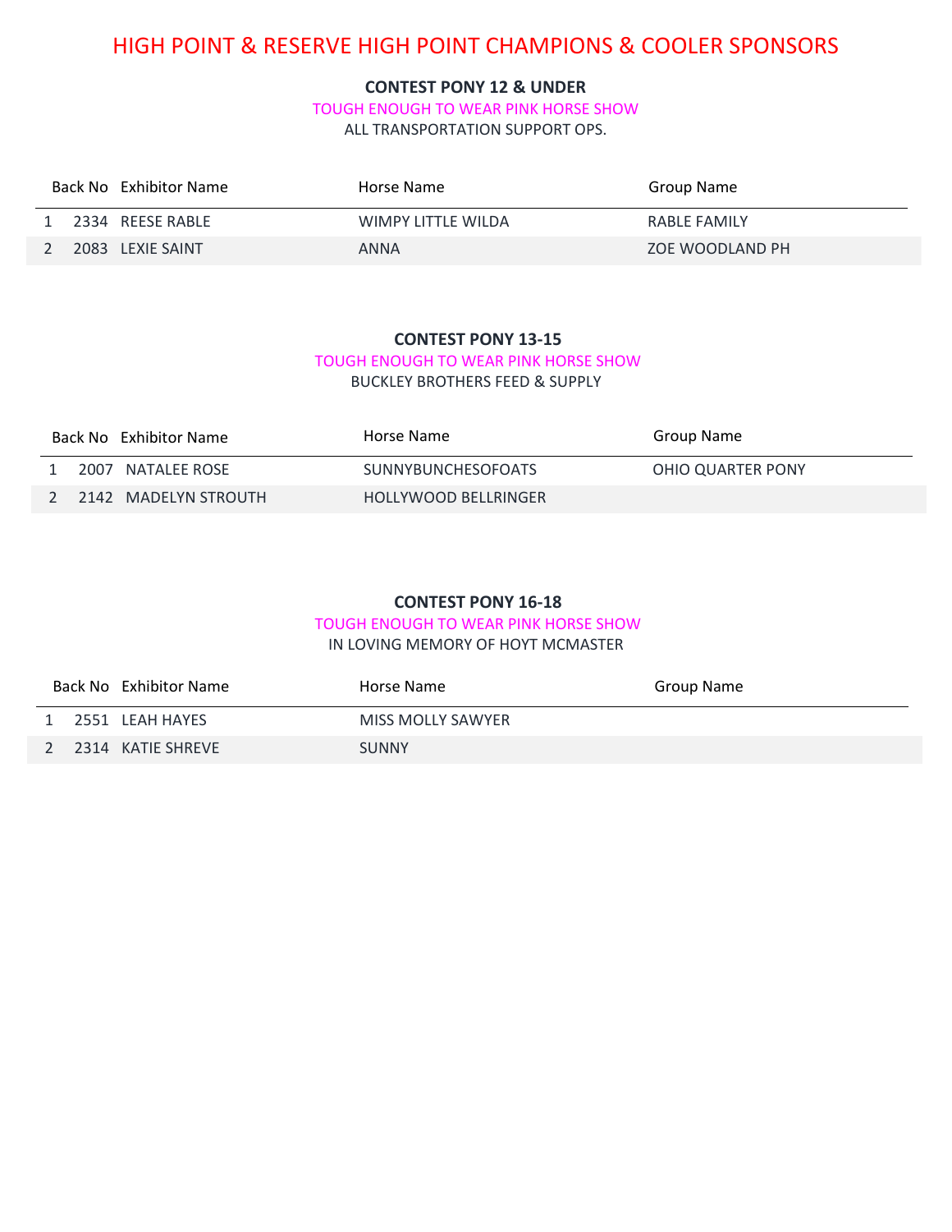# HIGH POINT & RESERVE HIGH POINT CHAMPIONS & COOLER SPONSORS

### CONTEST PONY 12 & UNDER

TOUGH ENOUGH TO WEAR PINK HORSE SHOW

ALL TRANSPORTATION SUPPORT OPS.

| | Back No | Exhibitor Name | Horse Name | Group Name |
|---|---|---|---|---|
| 1 | 2334 | REESE RABLE | WIMPY LITTLE WILDA | RABLE FAMILY |
| 2 | 2083 | LEXIE SAINT | ANNA | ZOE WOODLAND PH |

### CONTEST PONY 13-15

TOUGH ENOUGH TO WEAR PINK HORSE SHOW

BUCKLEY BROTHERS FEED & SUPPLY

| | Back No | Exhibitor Name | Horse Name | Group Name |
|---|---|---|---|---|
| 1 | 2007 | NATALEE ROSE | SUNNYBUNCHESOFOATS | OHIO QUARTER PONY |
| 2 | 2142 | MADELYN STROUTH | HOLLYWOOD BELLRINGER | |

### CONTEST PONY 16-18

TOUGH ENOUGH TO WEAR PINK HORSE SHOW

IN LOVING MEMORY OF HOYT MCMASTER

| | Back No | Exhibitor Name | Horse Name | Group Name |
|---|---|---|---|---|
| 1 | 2551 | LEAH HAYES | MISS MOLLY SAWYER | |
| 2 | 2314 | KATIE SHREVE | SUNNY | |